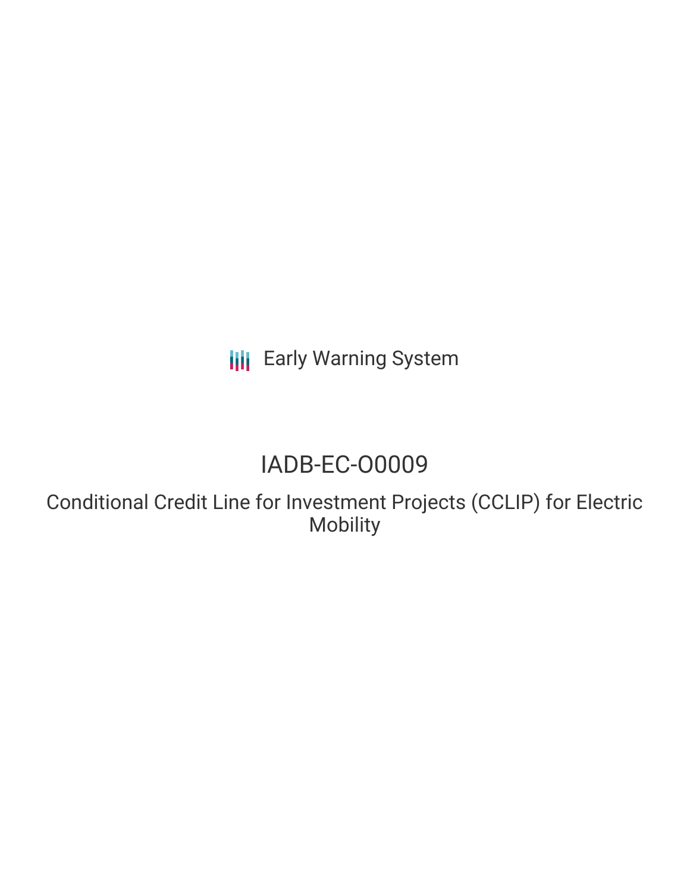Early Warning System

# IADB-EC-O0009

## Conditional Credit Line for Investment Projects (CCLIP) for Electric Mobility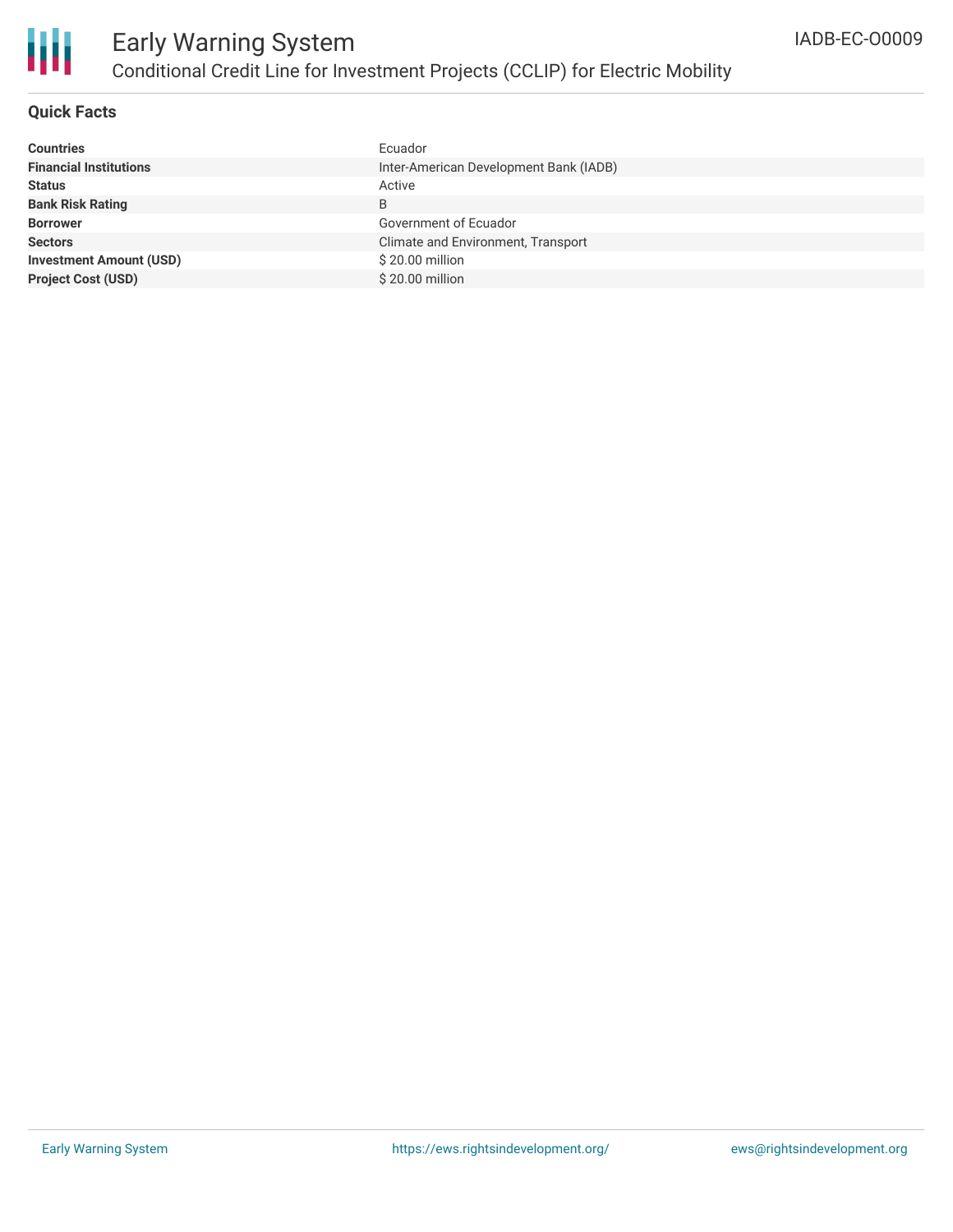## Quick Facts

| | |
|---|---|
| **Countries** | Ecuador |
| **Financial Institutions** | Inter-American Development Bank (IADB) |
| **Status** | Active |
| **Bank Risk Rating** | B |
| **Borrower** | Government of Ecuador |
| **Sectors** | Climate and Environment, Transport |
| **Investment Amount (USD)** | $ 20.00 million |
| **Project Cost (USD)** | $ 20.00 million |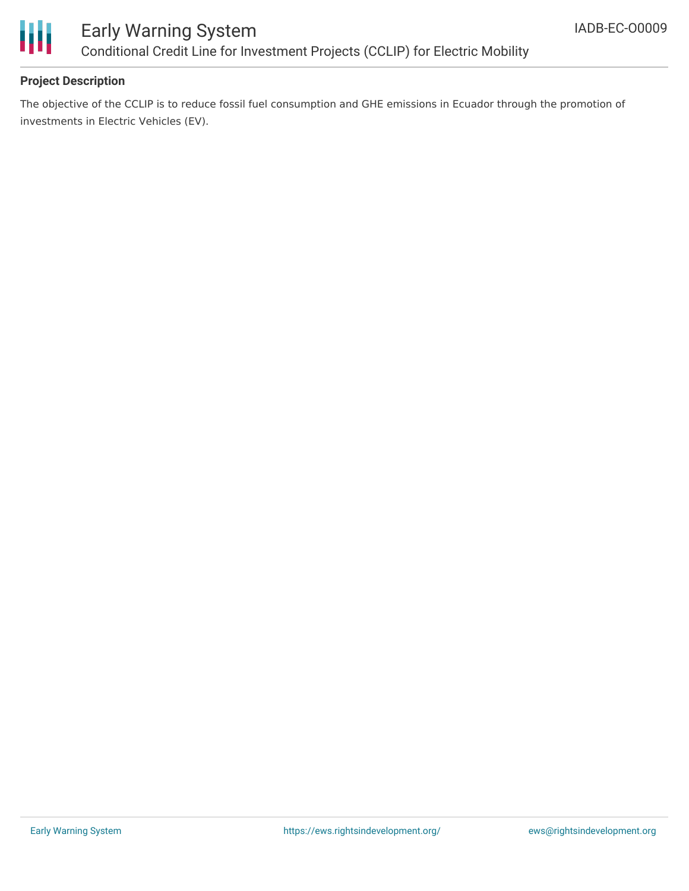### Project Description

The objective of the CCLIP is to reduce fossil fuel consumption and GHE emissions in Ecuador through the promotion of investments in Electric Vehicles (EV).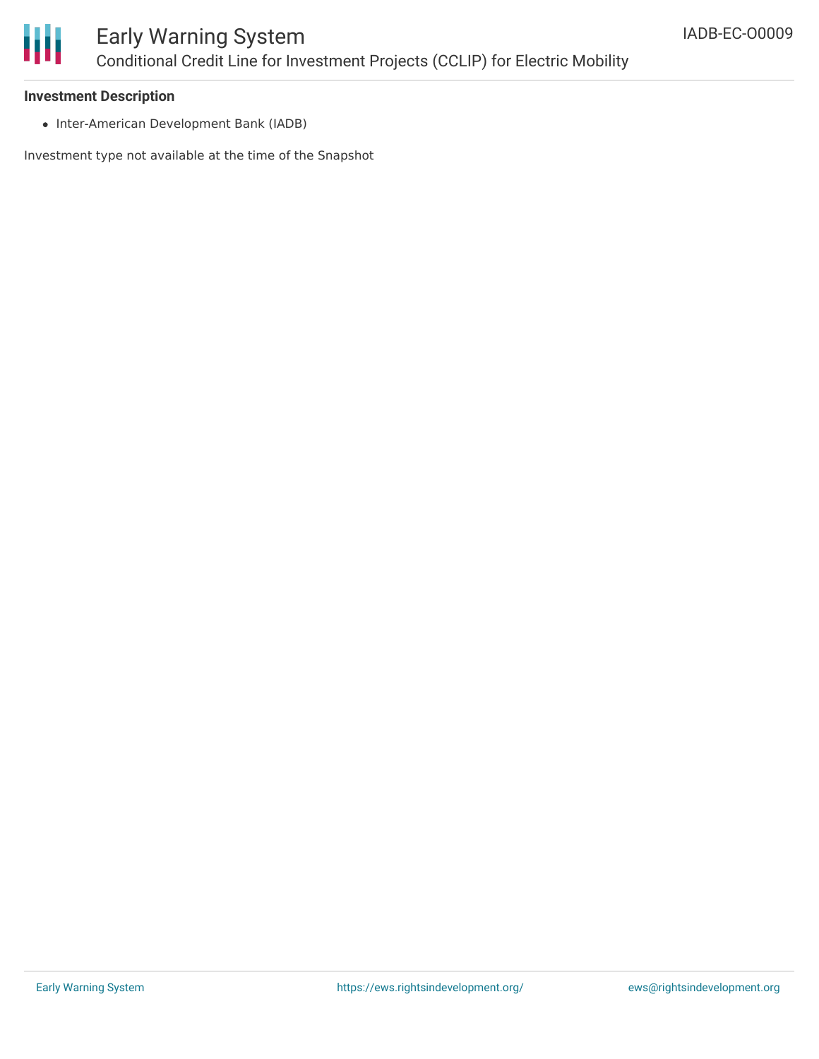**Investment Description**

- Inter-American Development Bank (IADB)

Investment type not available at the time of the Snapshot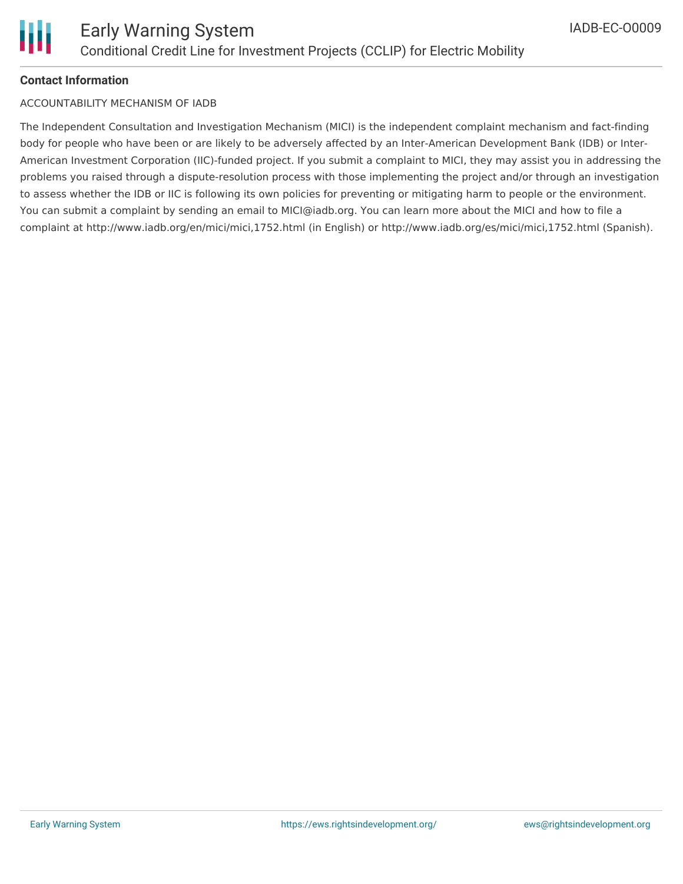**Contact Information**

ACCOUNTABILITY MECHANISM OF IADB

The Independent Consultation and Investigation Mechanism (MICI) is the independent complaint mechanism and fact-finding body for people who have been or are likely to be adversely affected by an Inter-American Development Bank (IDB) or Inter-American Investment Corporation (IIC)-funded project. If you submit a complaint to MICI, they may assist you in addressing the problems you raised through a dispute-resolution process with those implementing the project and/or through an investigation to assess whether the IDB or IIC is following its own policies for preventing or mitigating harm to people or the environment. You can submit a complaint by sending an email to MICI@iadb.org. You can learn more about the MICI and how to file a complaint at http://www.iadb.org/en/mici/mici,1752.html (in English) or http://www.iadb.org/es/mici/mici,1752.html (Spanish).